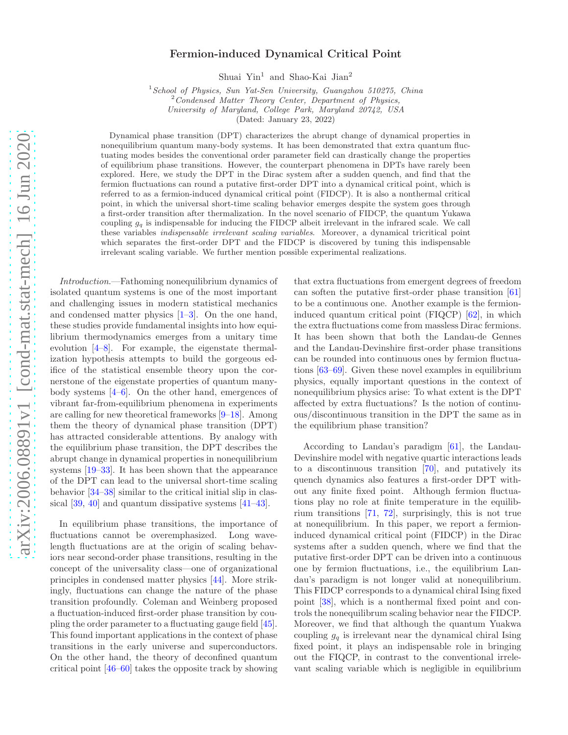# Fermion-induced Dynamical Critical Point

Shuai Yin[1] and Shao-Kai Jian[2]

[1] *School of Physics, Sun Yat-Sen University, Guangzhou 510275, China*
[2] *Condensed Matter Theory Center, Department of Physics, University of Maryland, College Park, Maryland 20742, USA*

(Dated: January 23, 2022)

Dynamical phase transition (DPT) characterizes the abrupt change of dynamical properties in nonequilibrium quantum many-body systems. It has been demonstrated that extra quantum fluctuating modes besides the conventional order parameter field can drastically change the properties of equilibrium phase transitions. However, the counterpart phenomena in DPTs have rarely been explored. Here, we study the DPT in the Dirac system after a sudden quench, and find that the fermion fluctuations can round a putative first-order DPT into a dynamical critical point, which is referred to as a fermion-induced dynamical critical point (FIDCP). It is also a nonthermal critical point, in which the universal short-time scaling behavior emerges despite the system goes through a first-order transition after thermalization. In the novel scenario of FIDCP, the quantum Yukawa coupling $g_q$ is indispensable for inducing the FIDCP albeit irrelevant in the infrared scale. We call these variables *indispensable irrelevant scaling variables*. Moreover, a dynamical tricritical point which separates the first-order DPT and the FIDCP is discovered by tuning this indispensable irrelevant scaling variable. We further mention possible experimental realizations.

*Introduction.*—Fathoming nonequilibrium dynamics of isolated quantum systems is one of the most important and challenging issues in modern statistical mechanics and condensed matter physics [1–3]. On the one hand, these studies provide fundamental insights into how equilibrium thermodynamics emerges from a unitary time evolution [4–8]. For example, the eigenstate thermalization hypothesis attempts to build the gorgeous edifice of the statistical ensemble theory upon the cornerstone of the eigenstate properties of quantum many-body systems [4–6]. On the other hand, emergences of vibrant far-from-equilibrium phenomena in experiments are calling for new theoretical frameworks [9–18]. Among them the theory of dynamical phase transition (DPT) has attracted considerable attentions. By analogy with the equilibrium phase transition, the DPT describes the abrupt change in dynamical properties in nonequilibrium systems [19–33]. It has been shown that the appearance of the DPT can lead to the universal short-time scaling behavior [34–38] similar to the critical initial slip in classical [39, 40] and quantum dissipative systems [41–43].

In equilibrium phase transitions, the importance of fluctuations cannot be overemphasized. Long wavelength fluctuations are at the origin of scaling behaviors near second-order phase transitions, resulting in the concept of the universality class—one of organizational principles in condensed matter physics [44]. More strikingly, fluctuations can change the nature of the phase transition profoundly. Coleman and Weinberg proposed a fluctuation-induced first-order phase transition by coupling the order parameter to a fluctuating gauge field [45]. This found important applications in the context of phase transitions in the early universe and superconductors. On the other hand, the theory of deconfined quantum critical point [46–60] takes the opposite track by showing that extra fluctuations from emergent degrees of freedom can soften the putative first-order phase transition [61] to be a continuous one. Another example is the fermion-induced quantum critical point (FIQCP) [62], in which the extra fluctuations come from massless Dirac fermions. It has been shown that both the Landau-de Gennes and the Landau-Devinshire first-order phase transitions can be rounded into continuous ones by fermion fluctuations [63–69]. Given these novel examples in equilibrium physics, equally important questions in the context of nonequilibrium physics arise: To what extent is the DPT affected by extra fluctuations? Is the notion of continuous/discontinuous transition in the DPT the same as in the equilibrium phase transition?

According to Landau's paradigm [61], the Landau-Devinshire model with negative quartic interactions leads to a discontinuous transition [70], and putatively its quench dynamics also features a first-order DPT without any finite fixed point. Although fermion fluctuations play no role at finite temperature in the equilibrium transitions [71, 72], surprisingly, this is not true at nonequilibrium. In this paper, we report a fermion-induced dynamical critical point (FIDCP) in the Dirac systems after a sudden quench, where we find that the putative first-order DPT can be driven into a continuous one by fermion fluctuations, i.e., the equilibrium Landau's paradigm is not longer valid at nonequilibrium. This FIDCP corresponds to a dynamical chiral Ising fixed point [38], which is a nonthermal fixed point and controls the nonequilibrum scaling behavior near the FIDCP. Moreover, we find that although the quantum Yuakwa coupling $g_q$ is irrelevant near the dynamical chiral Ising fixed point, it plays an indispensable role in bringing out the FIQCP, in contrast to the conventional irrelevant scaling variable which is negligible in equilibrium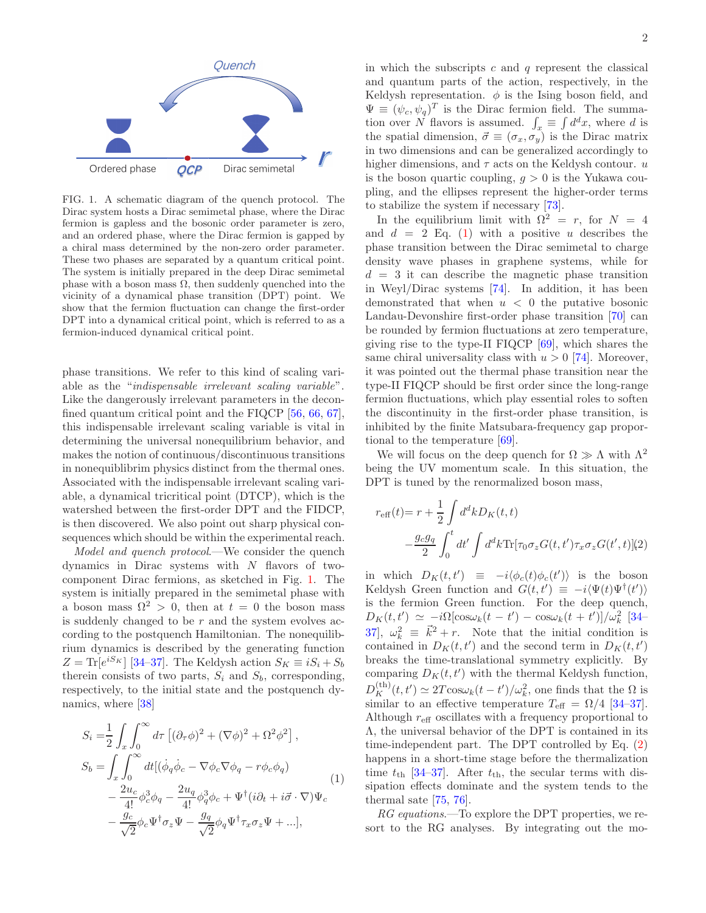FIG. 1. A schematic diagram of the quench protocol. The Dirac system hosts a Dirac semimetal phase, where the Dirac fermion is gapless and the bosonic order parameter is zero, and an ordered phase, where the Dirac fermion is gapped by a chiral mass determined by the non-zero order parameter. These two phases are separated by a quantum critical point. The system is initially prepared in the deep Dirac semimetal phase with a boson mass $\Omega$, then suddenly quenched into the vicinity of a dynamical phase transition (DPT) point. We show that the fermion fluctuation can change the first-order DPT into a dynamical critical point, which is referred to as a fermion-induced dynamical critical point.

phase transitions. We refer to this kind of scaling variable as the "*indispensable irrelevant scaling variable*". Like the dangerously irrelevant parameters in the deconfined quantum critical point and the FIQCP [56, 66, 67], this indispensable irrelevant scaling variable is vital in determining the universal nonequilibrium behavior, and makes the notion of continuous/discontinuous transitions in nonequiblibrim physics distinct from the thermal ones. Associated with the indispensable irrelevant scaling variable, a dynamical tricritical point (DTCP), which is the watershed between the first-order DPT and the FIDCP, is then discovered. We also point out sharp physical consequences which should be within the experimental reach.

*Model and quench protocol.*—We consider the quench dynamics in Dirac systems with $N$ flavors of two-component Dirac fermions, as sketched in Fig. 1. The system is initially prepared in the semimetal phase with a boson mass $\Omega^2 > 0$, then at $t = 0$ the boson mass is suddenly changed to be $r$ and the system evolves according to the postquench Hamiltonian. The nonequilibrium dynamics is described by the generating function $Z = \mathrm{Tr}[e^{iS_K}]$ [34–37]. The Keldysh action $S_K \equiv iS_i + S_b$ therein consists of two parts, $S_i$ and $S_b$, corresponding, respectively, to the initial state and the postquench dynamics, where [38]

$$
\begin{aligned}
S_i =& \frac{1}{2}\int_x \int_0^\infty d\tau \left[(\partial_\tau\phi)^2 + (\nabla\phi)^2 + \Omega^2\phi^2\right], \\
S_b =& \int_x \int_0^\infty dt [(\dot{\phi}_q\dot{\phi}_c - \nabla\phi_c\nabla\phi_q - r\phi_c\phi_q) \\
&- \frac{2u_c}{4!}\phi_c^3\phi_q - \frac{2u_q}{4!}\phi_q^3\phi_c + \Psi^\dagger(i\partial_t + i\vec{\sigma}\cdot\nabla)\Psi_c \\
&- \frac{g_c}{\sqrt{2}}\phi_c\Psi^\dagger\sigma_z\Psi - \frac{g_q}{\sqrt{2}}\phi_q\Psi^\dagger\tau_x\sigma_z\Psi + ...],
\end{aligned} \tag{1}
$$

in which the subscripts $c$ and $q$ represent the classical and quantum parts of the action, respectively, in the Keldysh representation. $\phi$ is the Ising boson field, and $\Psi \equiv (\psi_c, \psi_q)^T$ is the Dirac fermion field. The summation over $N$ flavors is assumed. $\int_x \equiv \int d^dx$, where $d$ is the spatial dimension, $\vec{\sigma} \equiv (\sigma_x, \sigma_y)$ is the Dirac matrix in two dimensions and can be generalized accordingly to higher dimensions, and $\tau$ acts on the Keldysh contour. $u$ is the boson quartic coupling, $g > 0$ is the Yukawa coupling, and the ellipses represent the higher-order terms to stabilize the system if necessary [73].

In the equilibrium limit with $\Omega^2 = r$, for $N = 4$ and $d = 2$ Eq. (1) with a positive $u$ describes the phase transition between the Dirac semimetal to charge density wave phases in graphene systems, while for $d = 3$ it can describe the magnetic phase transition in Weyl/Dirac systems [74]. In addition, it has been demonstrated that when $u < 0$ the putative bosonic Landau-Devonshire first-order phase transition [70] can be rounded by fermion fluctuations at zero temperature, giving rise to the type-II FIQCP [69], which shares the same chiral universality class with $u > 0$ [74]. Moreover, it was pointed out the thermal phase transition near the type-II FIQCP should be first order since the long-range fermion fluctuations, which play essential roles to soften the discontinuity in the first-order phase transition, is inhibited by the finite Matsubara-frequency gap proportional to the temperature [69].

We will focus on the deep quench for $\Omega \gg \Lambda$ with $\Lambda^2$ being the UV momentum scale. In this situation, the DPT is tuned by the renormalized boson mass,

$$
\begin{aligned}
r_{\rm eff}(t) =& r + \frac{1}{2}\int d^dk D_K(t,t) \\
&- \frac{g_c g_q}{2}\int_0^t dt' \int d^dk \mathrm{Tr}[\tau_0\sigma_z G(t,t')\tau_x\sigma_z G(t',t)]
\end{aligned} \tag{2}
$$

in which $D_K(t,t') \equiv -i\langle\phi_c(t)\phi_c(t')\rangle$ is the boson Keldysh Green function and $G(t,t') \equiv -i\langle\Psi(t)\Psi^\dagger(t')\rangle$ is the fermion Green function. For the deep quench, $D_K(t,t') \simeq -i\Omega[\cos\omega_k(t-t') - \cos\omega_k(t+t')]/\omega_k^2$ [34–37], $\omega_k^2 \equiv \vec{k}^2 + r$. Note that the initial condition is contained in $D_K(t,t')$ and the second term in $D_K(t,t')$ breaks the time-translational symmetry explicitly. By comparing $D_K(t,t')$ with the thermal Keldysh function, $D_K^{(\rm th)}(t,t') \simeq 2T\cos\omega_k(t-t')/\omega_k^2$, one finds that the $\Omega$ is similar to an effective temperature $T_{\rm eff} = \Omega/4$ [34–37]. Although $r_{\rm eff}$ oscillates with a frequency proportional to $\Lambda$, the universal behavior of the DPT is contained in its time-independent part. The DPT controlled by Eq. (2) happens in a short-time stage before the thermalization time $t_{\rm th}$ [34–37]. After $t_{\rm th}$, the secular terms with dissipation effects dominate and the system tends to the thermal sate [75, 76].

*RG equations.*—To explore the DPT properties, we resort to the RG analyses. By integrating out the mo-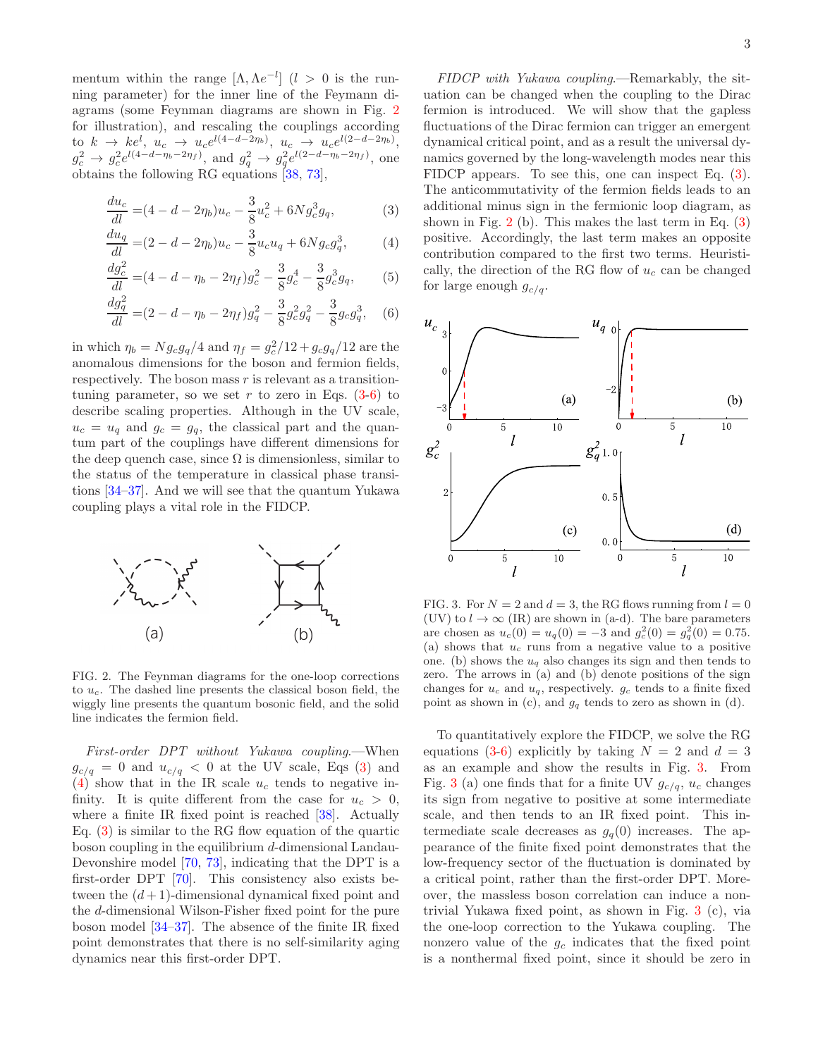mentum within the range $[\Lambda, \Lambda e^{-l}]$ ($l > 0$ is the running parameter) for the inner line of the Feymann diagrams (some Feynman diagrams are shown in Fig. 2 for illustration), and rescaling the couplings according to $k \to ke^{l}$, $u_c \to u_c e^{l(4-d-2\eta_b)}$, $u_c \to u_c e^{l(2-d-2\eta_b)}$, $g_c^2 \to g_c^2 e^{l(4-d-\eta_b-2\eta_f)}$, and $g_q^2 \to g_q^2 e^{l(2-d-\eta_b-2\eta_f)}$, one obtains the following RG equations [38, 73],

$$\frac{du_c}{dl} = (4-d-2\eta_b)u_c - \frac{3}{8}u_c^2 + 6Ng_c^3 g_q, \tag{3}$$

$$\frac{du_q}{dl} = (2-d-2\eta_b)u_c - \frac{3}{8}u_c u_q + 6Ng_c g_q^3, \tag{4}$$

$$\frac{dg_c^2}{dl} = (4-d-\eta_b-2\eta_f)g_c^2 - \frac{3}{8}g_c^4 - \frac{3}{8}g_c^3 g_q, \tag{5}$$

$$\frac{dg_q^2}{dl} = (2-d-\eta_b-2\eta_f)g_q^2 - \frac{3}{8}g_c^2 g_q^2 - \frac{3}{8}g_c g_q^3, \tag{6}$$

in which $\eta_b = Ng_c g_q/4$ and $\eta_f = g_c^2/12 + g_c g_q/12$ are the anomalous dimensions for the boson and fermion fields, respectively. The boson mass $r$ is relevant as a transition-tuning parameter, so we set $r$ to zero in Eqs. (3-6) to describe scaling properties. Although in the UV scale, $u_c = u_q$ and $g_c = g_q$, the classical part and the quantum part of the couplings have different dimensions for the deep quench case, since $\Omega$ is dimensionless, similar to the status of the temperature in classical phase transitions [34–37]. And we will see that the quantum Yukawa coupling plays a vital role in the FIDCP.

(a) (b)

FIG. 2. The Feynman diagrams for the one-loop corrections to $u_c$. The dashed line presents the classical boson field, the wiggly line presents the quantum bosonic field, and the solid line indicates the fermion field.

*First-order DPT without Yukawa coupling.*—When $g_{c/q} = 0$ and $u_{c/q} < 0$ at the UV scale, Eqs (3) and (4) show that in the IR scale $u_c$ tends to negative infinity. It is quite different from the case for $u_c > 0$, where a finite IR fixed point is reached [38]. Actually Eq. (3) is similar to the RG flow equation of the quartic boson coupling in the equilibrium $d$-dimensional Landau-Devonshire model [70, 73], indicating that the DPT is a first-order DPT [70]. This consistency also exists between the $(d+1)$-dimensional dynamical fixed point and the $d$-dimensional Wilson-Fisher fixed point for the pure boson model [34–37]. The absence of the finite IR fixed point demonstrates that there is no self-similarity aging dynamics near this first-order DPT.

*FIDCP with Yukawa coupling.*—Remarkably, the situation can be changed when the coupling to the Dirac fermion is introduced. We will show that the gapless fluctuations of the Dirac fermion can trigger an emergent dynamical critical point, and as a result the universal dynamics governed by the long-wavelength modes near this FIDCP appears. To see this, one can inspect Eq. (3). The anticommutativity of the fermion fields leads to an additional minus sign in the fermionic loop diagram, as shown in Fig. 2 (b). This makes the last term in Eq. (3) positive. Accordingly, the last term makes an opposite contribution compared to the first two terms. Heuristically, the direction of the RG flow of $u_c$ can be changed for large enough $g_{c/q}$.

FIG. 3. For $N = 2$ and $d = 3$, the RG flows running from $l = 0$ (UV) to $l \to \infty$ (IR) are shown in (a-d). The bare parameters are chosen as $u_c(0) = u_q(0) = -3$ and $g_c^2(0) = g_q^2(0) = 0.75$. (a) shows that $u_c$ runs from a negative value to a positive one. (b) shows the $u_q$ also changes its sign and then tends to zero. The arrows in (a) and (b) denote positions of the sign changes for $u_c$ and $u_q$, respectively. $g_c$ tends to a finite fixed point as shown in (c), and $g_q$ tends to zero as shown in (d).

To quantitatively explore the FIDCP, we solve the RG equations (3-6) explicitly by taking $N = 2$ and $d = 3$ as an example and show the results in Fig. 3. From Fig. 3 (a) one finds that for a finite UV $g_{c/q}$, $u_c$ changes its sign from negative to positive at some intermediate scale, and then tends to an IR fixed point. This intermediate scale decreases as $g_q(0)$ increases. The appearance of the finite fixed point demonstrates that the low-frequency sector of the fluctuation is dominated by a critical point, rather than the first-order DPT. Moreover, the massless boson correlation can induce a nontrivial Yukawa fixed point, as shown in Fig. 3 (c), via the one-loop correction to the Yukawa coupling. The nonzero value of the $g_c$ indicates that the fixed point is a nonthermal fixed point, since it should be zero in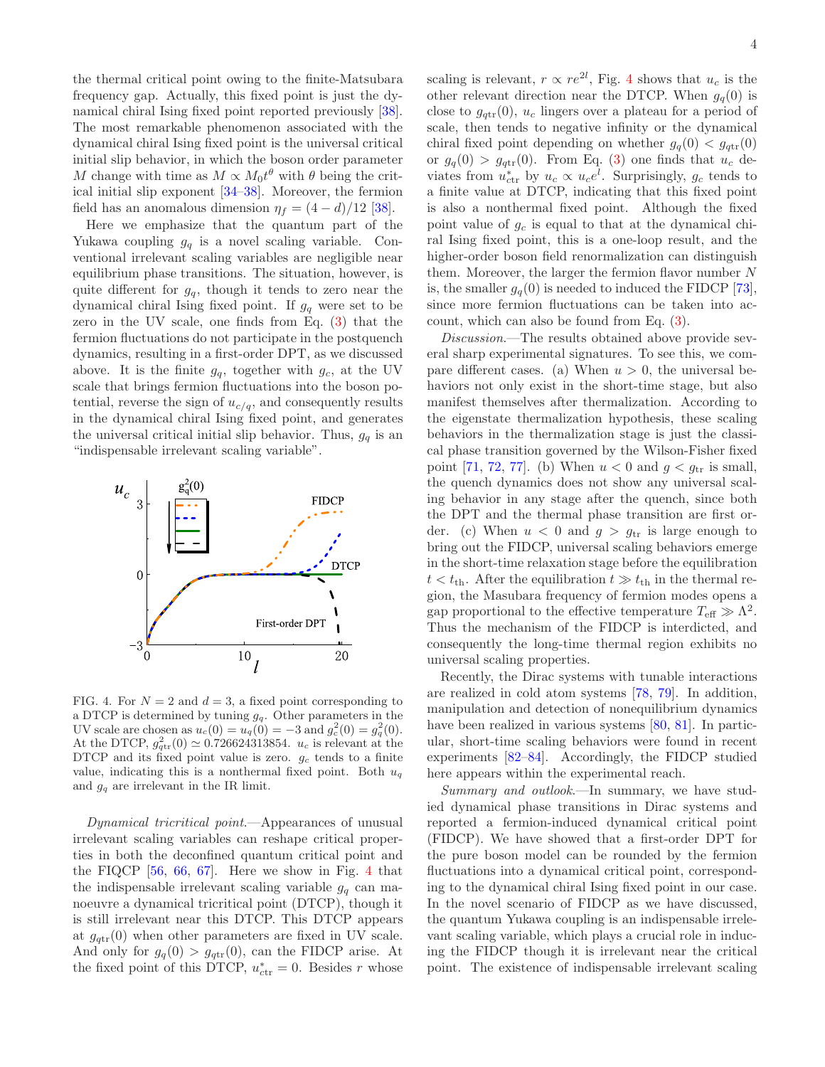the thermal critical point owing to the finite-Matsubara frequency gap. Actually, this fixed point is just the dynamical chiral Ising fixed point reported previously [38]. The most remarkable phenomenon associated with the dynamical chiral Ising fixed point is the universal critical initial slip behavior, in which the boson order parameter $M$ change with time as $M \propto M_0 t^\theta$ with $\theta$ being the critical initial slip exponent [34–38]. Moreover, the fermion field has an anomalous dimension $\eta_f = (4-d)/12$ [38].

Here we emphasize that the quantum part of the Yukawa coupling $g_q$ is a novel scaling variable. Conventional irrelevant scaling variables are negligible near equilibrium phase transitions. The situation, however, is quite different for $g_q$, though it tends to zero near the dynamical chiral Ising fixed point. If $g_q$ were set to be zero in the UV scale, one finds from Eq. (3) that the fermion fluctuations do not participate in the postquench dynamics, resulting in a first-order DPT, as we discussed above. It is the finite $g_q$, together with $g_c$, at the UV scale that brings fermion fluctuations into the boson potential, reverse the sign of $u_{c/q}$, and consequently results in the dynamical chiral Ising fixed point, and generates the universal critical initial slip behavior. Thus, $g_q$ is an "indispensable irrelevant scaling variable".

FIG. 4. For $N = 2$ and $d = 3$, a fixed point corresponding to a DTCP is determined by tuning $g_q$. Other parameters in the UV scale are chosen as $u_c(0) = u_q(0) = -3$ and $g_c^2(0) = g_q^2(0)$. At the DTCP, $g_{q\mathrm{tr}}^2(0) \simeq 0.726624313854$. $u_c$ is relevant at the DTCP and its fixed point value is zero. $g_c$ tends to a finite value, indicating this is a nonthermal fixed point. Both $u_q$ and $g_q$ are irrelevant in the IR limit.

*Dynamical tricritical point.*—Appearances of unusual irrelevant scaling variables can reshape critical properties in both the deconfined quantum critical point and the FIQCP [56, 66, 67]. Here we show in Fig. 4 that the indispensable irrelevant scaling variable $g_q$ can manoeuvre a dynamical tricritical point (DTCP), though it is still irrelevant near this DTCP. This DTCP appears at $g_{q\mathrm{tr}}(0)$ when other parameters are fixed in UV scale. And only for $g_q(0) > g_{q\mathrm{tr}}(0)$, can the FIDCP arise. At the fixed point of this DTCP, $u_{c\mathrm{tr}}^* = 0$. Besides $r$ whose scaling is relevant, $r \propto re^{2l}$, Fig. 4 shows that $u_c$ is the other relevant direction near the DTCP. When $g_q(0)$ is close to $g_{q\mathrm{tr}}(0)$, $u_c$ lingers over a plateau for a period of scale, then tends to negative infinity or the dynamical chiral fixed point depending on whether $g_q(0) < g_{q\mathrm{tr}}(0)$ or $g_q(0) > g_{q\mathrm{tr}}(0)$. From Eq. (3) one finds that $u_c$ deviates from $u_{c\mathrm{tr}}^*$ by $u_c \propto u_c e^l$. Surprisingly, $g_c$ tends to a finite value at DTCP, indicating that this fixed point is also a nonthermal fixed point. Although the fixed point value of $g_c$ is equal to that at the dynamical chiral Ising fixed point, this is a one-loop result, and the higher-order boson field renormalization can distinguish them. Moreover, the larger the fermion flavor number $N$ is, the smaller $g_q(0)$ is needed to induced the FIDCP [73], since more fermion fluctuations can be taken into account, which can also be found from Eq. (3).

*Discussion.*—The results obtained above provide several sharp experimental signatures. To see this, we compare different cases. (a) When $u > 0$, the universal behaviors not only exist in the short-time stage, but also manifest themselves after thermalization. According to the eigenstate thermalization hypothesis, these scaling behaviors in the thermalization stage is just the classical phase transition governed by the Wilson-Fisher fixed point [71, 72, 77]. (b) When $u < 0$ and $g < g_{\mathrm{tr}}$ is small, the quench dynamics does not show any universal scaling behavior in any stage after the quench, since both the DPT and the thermal phase transition are first order. (c) When $u < 0$ and $g > g_{\mathrm{tr}}$ is large enough to bring out the FIDCP, universal scaling behaviors emerge in the short-time relaxation stage before the equilibration $t < t_{\mathrm{th}}$. After the equilibration $t \gg t_{\mathrm{th}}$ in the thermal region, the Masubara frequency of fermion modes opens a gap proportional to the effective temperature $T_{\mathrm{eff}} \gg \Lambda^2$. Thus the mechanism of the FIDCP is interdicted, and consequently the long-time thermal region exhibits no universal scaling properties.

Recently, the Dirac systems with tunable interactions are realized in cold atom systems [78, 79]. In addition, manipulation and detection of nonequilibrium dynamics have been realized in various systems [80, 81]. In particular, short-time scaling behaviors were found in recent experiments [82–84]. Accordingly, the FIDCP studied here appears within the experimental reach.

*Summary and outlook.*—In summary, we have studied dynamical phase transitions in Dirac systems and reported a fermion-induced dynamical critical point (FIDCP). We have showed that a first-order DPT for the pure boson model can be rounded by the fermion fluctuations into a dynamical critical point, corresponding to the dynamical chiral Ising fixed point in our case. In the novel scenario of FIDCP as we have discussed, the quantum Yukawa coupling is an indispensable irrelevant scaling variable, which plays a crucial role in inducing the FIDCP though it is irrelevant near the critical point. The existence of indispensable irrelevant scaling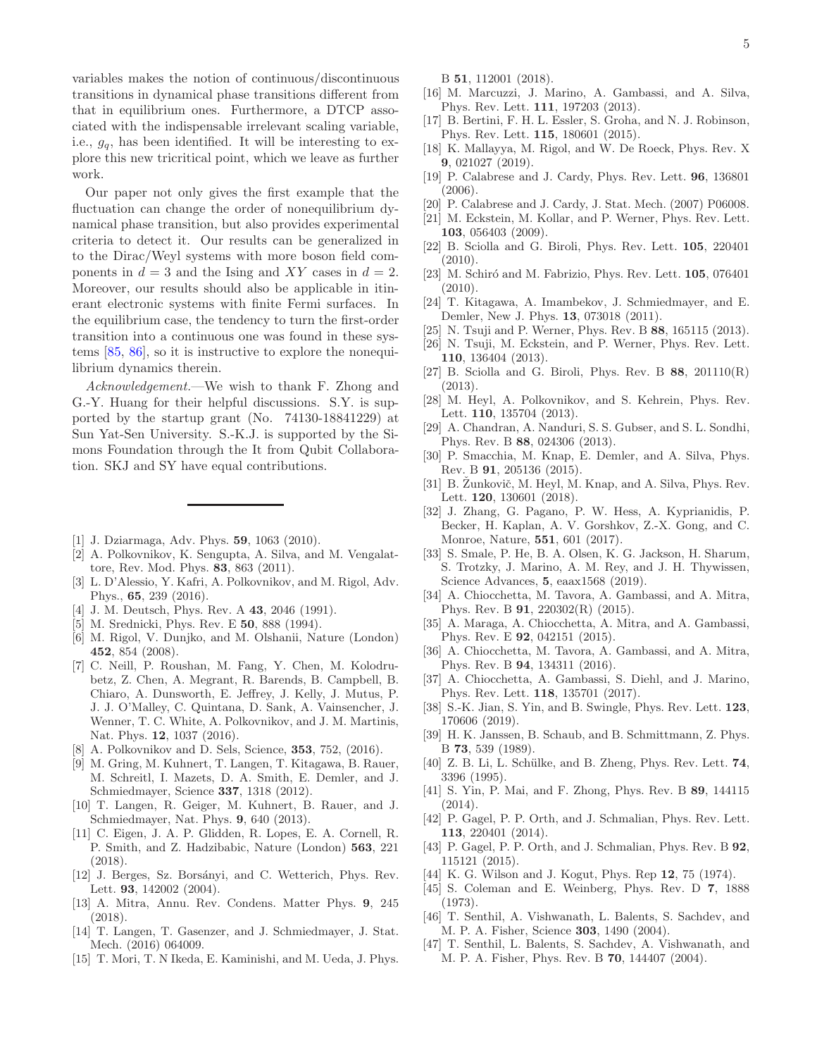variables makes the notion of continuous/discontinuous transitions in dynamical phase transitions different from that in equilibrium ones. Furthermore, a DTCP associated with the indispensable irrelevant scaling variable, i.e., $g_q$, has been identified. It will be interesting to explore this new tricritical point, which we leave as further work.

Our paper not only gives the first example that the fluctuation can change the order of nonequilibrium dynamical phase transition, but also provides experimental criteria to detect it. Our results can be generalized in to the Dirac/Weyl systems with more boson field components in $d = 3$ and the Ising and $XY$ cases in $d = 2$. Moreover, our results should also be applicable in itinerant electronic systems with finite Fermi surfaces. In the equilibrium case, the tendency to turn the first-order transition into a continuous one was found in these systems [85, 86], so it is instructive to explore the nonequilibrium dynamics therein.

*Acknowledgement.*—We wish to thank F. Zhong and G.-Y. Huang for their helpful discussions. S.Y. is supported by the startup grant (No. 74130-18841229) at Sun Yat-Sen University. S.-K.J. is supported by the Simons Foundation through the It from Qubit Collaboration. SKJ and SY have equal contributions.

---

[1] J. Dziarmaga, Adv. Phys. **59**, 1063 (2010).
[2] A. Polkovnikov, K. Sengupta, A. Silva, and M. Vengalattore, Rev. Mod. Phys. **83**, 863 (2011).
[3] L. D'Alessio, Y. Kafri, A. Polkovnikov, and M. Rigol, Adv. Phys., **65**, 239 (2016).
[4] J. M. Deutsch, Phys. Rev. A **43**, 2046 (1991).
[5] M. Srednicki, Phys. Rev. E **50**, 888 (1994).
[6] M. Rigol, V. Dunjko, and M. Olshanii, Nature (London) **452**, 854 (2008).
[7] C. Neill, P. Roushan, M. Fang, Y. Chen, M. Kolodrubetz, Z. Chen, A. Megrant, R. Barends, B. Campbell, B. Chiaro, A. Dunsworth, E. Jeffrey, J. Kelly, J. Mutus, P. J. J. O'Malley, C. Quintana, D. Sank, A. Vainsencher, J. Wenner, T. C. White, A. Polkovnikov, and J. M. Martinis, Nat. Phys. **12**, 1037 (2016).
[8] A. Polkovnikov and D. Sels, Science, **353**, 752, (2016).
[9] M. Gring, M. Kuhnert, T. Langen, T. Kitagawa, B. Rauer, M. Schreitl, I. Mazets, D. A. Smith, E. Demler, and J. Schmiedmayer, Science **337**, 1318 (2012).
[10] T. Langen, R. Geiger, M. Kuhnert, B. Rauer, and J. Schmiedmayer, Nat. Phys. **9**, 640 (2013).
[11] C. Eigen, J. A. P. Glidden, R. Lopes, E. A. Cornell, R. P. Smith, and Z. Hadzibabic, Nature (London) **563**, 221 (2018).
[12] J. Berges, Sz. Borsányi, and C. Wetterich, Phys. Rev. Lett. **93**, 142002 (2004).
[13] A. Mitra, Annu. Rev. Condens. Matter Phys. **9**, 245 (2018).
[14] T. Langen, T. Gasenzer, and J. Schmiedmayer, J. Stat. Mech. (2016) 064009.
[15] T. Mori, T. N Ikeda, E. Kaminishi, and M. Ueda, J. Phys. B **51**, 112001 (2018).
[16] M. Marcuzzi, J. Marino, A. Gambassi, and A. Silva, Phys. Rev. Lett. **111**, 197203 (2013).
[17] B. Bertini, F. H. L. Essler, S. Groha, and N. J. Robinson, Phys. Rev. Lett. **115**, 180601 (2015).
[18] K. Mallayya, M. Rigol, and W. De Roeck, Phys. Rev. X **9**, 021027 (2019).
[19] P. Calabrese and J. Cardy, Phys. Rev. Lett. **96**, 136801 (2006).
[20] P. Calabrese and J. Cardy, J. Stat. Mech. (2007) P06008.
[21] M. Eckstein, M. Kollar, and P. Werner, Phys. Rev. Lett. **103**, 056403 (2009).
[22] B. Sciolla and G. Biroli, Phys. Rev. Lett. **105**, 220401 (2010).
[23] M. Schiró and M. Fabrizio, Phys. Rev. Lett. **105**, 076401 (2010).
[24] T. Kitagawa, A. Imambekov, J. Schmiedmayer, and E. Demler, New J. Phys. **13**, 073018 (2011).
[25] N. Tsuji and P. Werner, Phys. Rev. B **88**, 165115 (2013).
[26] N. Tsuji, M. Eckstein, and P. Werner, Phys. Rev. Lett. **110**, 136404 (2013).
[27] B. Sciolla and G. Biroli, Phys. Rev. B **88**, 201110(R) (2013).
[28] M. Heyl, A. Polkovnikov, and S. Kehrein, Phys. Rev. Lett. **110**, 135704 (2013).
[29] A. Chandran, A. Nanduri, S. S. Gubser, and S. L. Sondhi, Phys. Rev. B **88**, 024306 (2013).
[30] P. Smacchia, M. Knap, E. Demler, and A. Silva, Phys. Rev. B **91**, 205136 (2015).
[31] B. Žunkovič, M. Heyl, M. Knap, and A. Silva, Phys. Rev. Lett. **120**, 130601 (2018).
[32] J. Zhang, G. Pagano, P. W. Hess, A. Kyprianidis, P. Becker, H. Kaplan, A. V. Gorshkov, Z.-X. Gong, and C. Monroe, Nature, **551**, 601 (2017).
[33] S. Smale, P. He, B. A. Olsen, K. G. Jackson, H. Sharum, S. Trotzky, J. Marino, A. M. Rey, and J. H. Thywissen, Science Advances, **5**, eaax1568 (2019).
[34] A. Chiocchetta, M. Tavora, A. Gambassi, and A. Mitra, Phys. Rev. B **91**, 220302(R) (2015).
[35] A. Maraga, A. Chiocchetta, A. Mitra, and A. Gambassi, Phys. Rev. E **92**, 042151 (2015).
[36] A. Chiocchetta, M. Tavora, A. Gambassi, and A. Mitra, Phys. Rev. B **94**, 134311 (2016).
[37] A. Chiocchetta, A. Gambassi, S. Diehl, and J. Marino, Phys. Rev. Lett. **118**, 135701 (2017).
[38] S.-K. Jian, S. Yin, and B. Swingle, Phys. Rev. Lett. **123**, 170606 (2019).
[39] H. K. Janssen, B. Schaub, and B. Schmittmann, Z. Phys. B **73**, 539 (1989).
[40] Z. B. Li, L. Schülke, and B. Zheng, Phys. Rev. Lett. **74**, 3396 (1995).
[41] S. Yin, P. Mai, and F. Zhong, Phys. Rev. B **89**, 144115 (2014).
[42] P. Gagel, P. P. Orth, and J. Schmalian, Phys. Rev. Lett. **113**, 220401 (2014).
[43] P. Gagel, P. P. Orth, and J. Schmalian, Phys. Rev. B **92**, 115121 (2015).
[44] K. G. Wilson and J. Kogut, Phys. Rep **12**, 75 (1974).
[45] S. Coleman and E. Weinberg, Phys. Rev. D **7**, 1888 (1973).
[46] T. Senthil, A. Vishwanath, L. Balents, S. Sachdev, and M. P. A. Fisher, Science **303**, 1490 (2004).
[47] T. Senthil, L. Balents, S. Sachdev, A. Vishwanath, and M. P. A. Fisher, Phys. Rev. B **70**, 144407 (2004).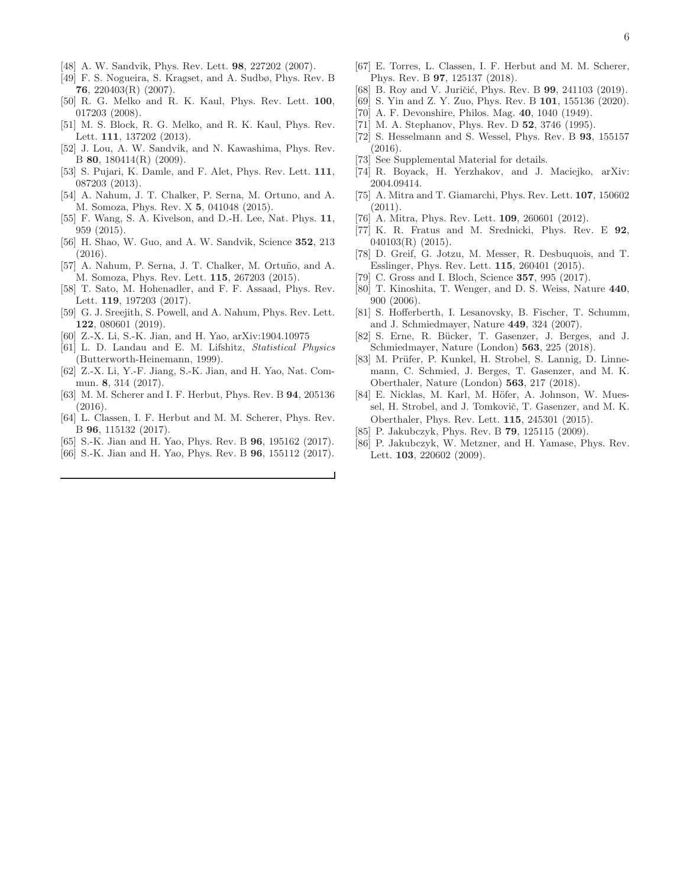[48] A. W. Sandvik, Phys. Rev. Lett. **98**, 227202 (2007).

[49] F. S. Nogueira, S. Kragset, and A. Sudbø, Phys. Rev. B **76**, 220403(R) (2007).

[50] R. G. Melko and R. K. Kaul, Phys. Rev. Lett. **100**, 017203 (2008).

[51] M. S. Block, R. G. Melko, and R. K. Kaul, Phys. Rev. Lett. **111**, 137202 (2013).

[52] J. Lou, A. W. Sandvik, and N. Kawashima, Phys. Rev. B **80**, 180414(R) (2009).

[53] S. Pujari, K. Damle, and F. Alet, Phys. Rev. Lett. **111**, 087203 (2013).

[54] A. Nahum, J. T. Chalker, P. Serna, M. Ortuno, and A. M. Somoza, Phys. Rev. X **5**, 041048 (2015).

[55] F. Wang, S. A. Kivelson, and D.-H. Lee, Nat. Phys. **11**, 959 (2015).

[56] H. Shao, W. Guo, and A. W. Sandvik, Science **352**, 213 (2016).

[57] A. Nahum, P. Serna, J. T. Chalker, M. Ortuño, and A. M. Somoza, Phys. Rev. Lett. **115**, 267203 (2015).

[58] T. Sato, M. Hohenadler, and F. F. Assaad, Phys. Rev. Lett. **119**, 197203 (2017).

[59] G. J. Sreejith, S. Powell, and A. Nahum, Phys. Rev. Lett. **122**, 080601 (2019).

[60] Z.-X. Li, S.-K. Jian, and H. Yao, arXiv:1904.10975

[61] L. D. Landau and E. M. Lifshitz, *Statistical Physics* (Butterworth-Heinemann, 1999).

[62] Z.-X. Li, Y.-F. Jiang, S.-K. Jian, and H. Yao, Nat. Commun. **8**, 314 (2017).

[63] M. M. Scherer and I. F. Herbut, Phys. Rev. B **94**, 205136 (2016).

[64] L. Classen, I. F. Herbut and M. M. Scherer, Phys. Rev. B **96**, 115132 (2017).

[65] S.-K. Jian and H. Yao, Phys. Rev. B **96**, 195162 (2017).

[66] S.-K. Jian and H. Yao, Phys. Rev. B **96**, 155112 (2017).

[67] E. Torres, L. Classen, I. F. Herbut and M. M. Scherer, Phys. Rev. B **97**, 125137 (2018).

[68] B. Roy and V. Juričić, Phys. Rev. B **99**, 241103 (2019).

[69] S. Yin and Z. Y. Zuo, Phys. Rev. B **101**, 155136 (2020).

[70] A. F. Devonshire, Philos. Mag. **40**, 1040 (1949).

[71] M. A. Stephanov, Phys. Rev. D **52**, 3746 (1995).

[72] S. Hesselmann and S. Wessel, Phys. Rev. B **93**, 155157 (2016).

[73] See Supplemental Material for details.

[74] R. Boyack, H. Yerzhakov, and J. Maciejko, arXiv: 2004.09414.

[75] A. Mitra and T. Giamarchi, Phys. Rev. Lett. **107**, 150602 (2011).

[76] A. Mitra, Phys. Rev. Lett. **109**, 260601 (2012).

[77] K. R. Fratus and M. Srednicki, Phys. Rev. E **92**, 040103(R) (2015).

[78] D. Greif, G. Jotzu, M. Messer, R. Desbuquois, and T. Esslinger, Phys. Rev. Lett. **115**, 260401 (2015).

[79] C. Gross and I. Bloch, Science **357**, 995 (2017).

[80] T. Kinoshita, T. Wenger, and D. S. Weiss, Nature **440**, 900 (2006).

[81] S. Hofferberth, I. Lesanovsky, B. Fischer, T. Schumm, and J. Schmiedmayer, Nature **449**, 324 (2007).

[82] S. Erne, R. Bücker, T. Gasenzer, J. Berges, and J. Schmiedmayer, Nature (London) **563**, 225 (2018).

[83] M. Prüfer, P. Kunkel, H. Strobel, S. Lannig, D. Linnemann, C. Schmied, J. Berges, T. Gasenzer, and M. K. Oberthaler, Nature (London) **563**, 217 (2018).

[84] E. Nicklas, M. Karl, M. Höfer, A. Johnson, W. Muessel, H. Strobel, and J. Tomkovič, T. Gasenzer, and M. K. Oberthaler, Phys. Rev. Lett. **115**, 245301 (2015).

[85] P. Jakubczyk, Phys. Rev. B **79**, 125115 (2009).

[86] P. Jakubczyk, W. Metzner, and H. Yamase, Phys. Rev. Lett. **103**, 220602 (2009).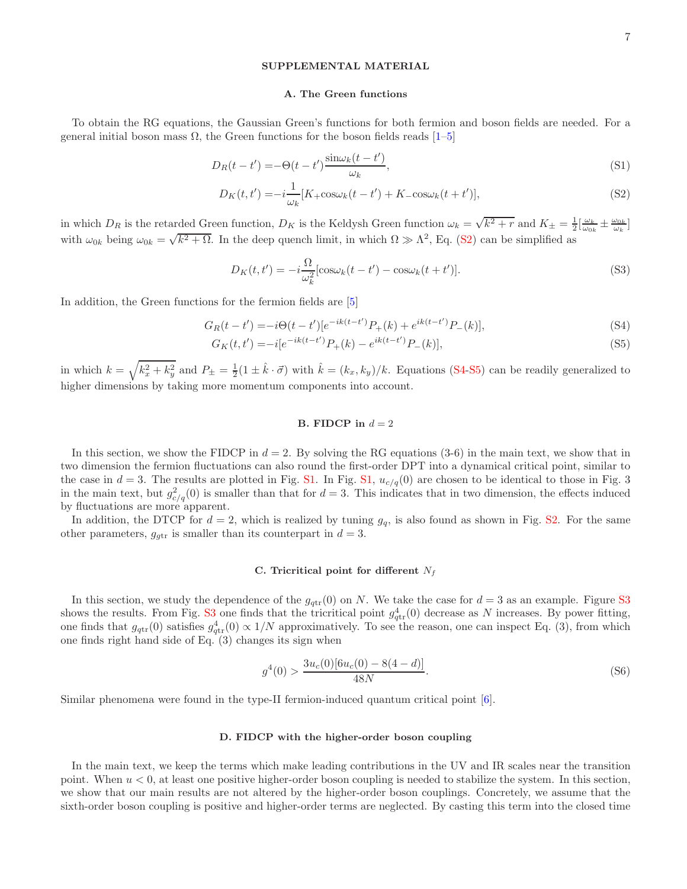## SUPPLEMENTAL MATERIAL

### A. The Green functions

To obtain the RG equations, the Gaussian Green's functions for both fermion and boson fields are needed. For a general initial boson mass $\Omega$, the Green functions for the boson fields reads [1–5]

$$D_R(t-t') = -\Theta(t-t')\frac{\sin\omega_k(t-t')}{\omega_k}, \tag{S1}$$

$$D_K(t,t') = -i\frac{1}{\omega_k}[K_+\cos\omega_k(t-t') + K_-\cos\omega_k(t+t')], \tag{S2}$$

in which $D_R$ is the retarded Green function, $D_K$ is the Keldysh Green function $\omega_k = \sqrt{k^2+r}$ and $K_\pm = \frac{1}{2}[\frac{\omega_k}{\omega_{0k}} \pm \frac{\omega_{0k}}{\omega_k}]$ with $\omega_{0k}$ being $\omega_{0k} = \sqrt{k^2+\Omega}$. In the deep quench limit, in which $\Omega \gg \Lambda^2$, Eq. (S2) can be simplified as

$$D_K(t,t') = -i\frac{\Omega}{\omega_k^2}[\cos\omega_k(t-t') - \cos\omega_k(t+t')]. \tag{S3}$$

In addition, the Green functions for the fermion fields are [5]

$$G_R(t-t') = -i\Theta(t-t')[e^{-ik(t-t')}P_+(k) + e^{ik(t-t')}P_-(k)], \tag{S4}$$

$$G_K(t,t') = -i[e^{-ik(t-t')}P_+(k) - e^{ik(t-t')}P_-(k)], \tag{S5}$$

in which $k = \sqrt{k_x^2+k_y^2}$ and $P_\pm = \frac{1}{2}(1 \pm \hat{k}\cdot\vec{\sigma})$ with $\hat{k} = (k_x,k_y)/k$. Equations (S4-S5) can be readily generalized to higher dimensions by taking more momentum components into account.

### B. FIDCP in $d=2$

In this section, we show the FIDCP in $d=2$. By solving the RG equations (3-6) in the main text, we show that in two dimension the fermion fluctuations can also round the first-order DPT into a dynamical critical point, similar to the case in $d=3$. The results are plotted in Fig. S1. In Fig. S1, $u_{c/q}(0)$ are chosen to be identical to those in Fig. 3 in the main text, but $g^2_{c/q}(0)$ is smaller than that for $d=3$. This indicates that in two dimension, the effects induced by fluctuations are more apparent.

In addition, the DTCP for $d=2$, which is realized by tuning $g_q$, is also found as shown in Fig. S2. For the same other parameters, $g_{q\text{tr}}$ is smaller than its counterpart in $d=3$.

### C. Tricritical point for different $N_f$

In this section, we study the dependence of the $g_{q\text{tr}}(0)$ on $N$. We take the case for $d=3$ as an example. Figure S3 shows the results. From Fig. S3 one finds that the tricritical point $g^4_{q\text{tr}}(0)$ decrease as $N$ increases. By power fitting, one finds that $g_{q\text{tr}}(0)$ satisfies $g^4_{q\text{tr}}(0) \propto 1/N$ approximatively. To see the reason, one can inspect Eq. (3), from which one finds right hand side of Eq. (3) changes its sign when

$$g^4(0) > \frac{3u_c(0)[6u_c(0) - 8(4-d)]}{48N}. \tag{S6}$$

Similar phenomena were found in the type-II fermion-induced quantum critical point [6].

### D. FIDCP with the higher-order boson coupling

In the main text, we keep the terms which make leading contributions in the UV and IR scales near the transition point. When $u<0$, at least one positive higher-order boson coupling is needed to stabilize the system. In this section, we show that our main results are not altered by the higher-order boson couplings. Concretely, we assume that the sixth-order boson coupling is positive and higher-order terms are neglected. By casting this term into the closed time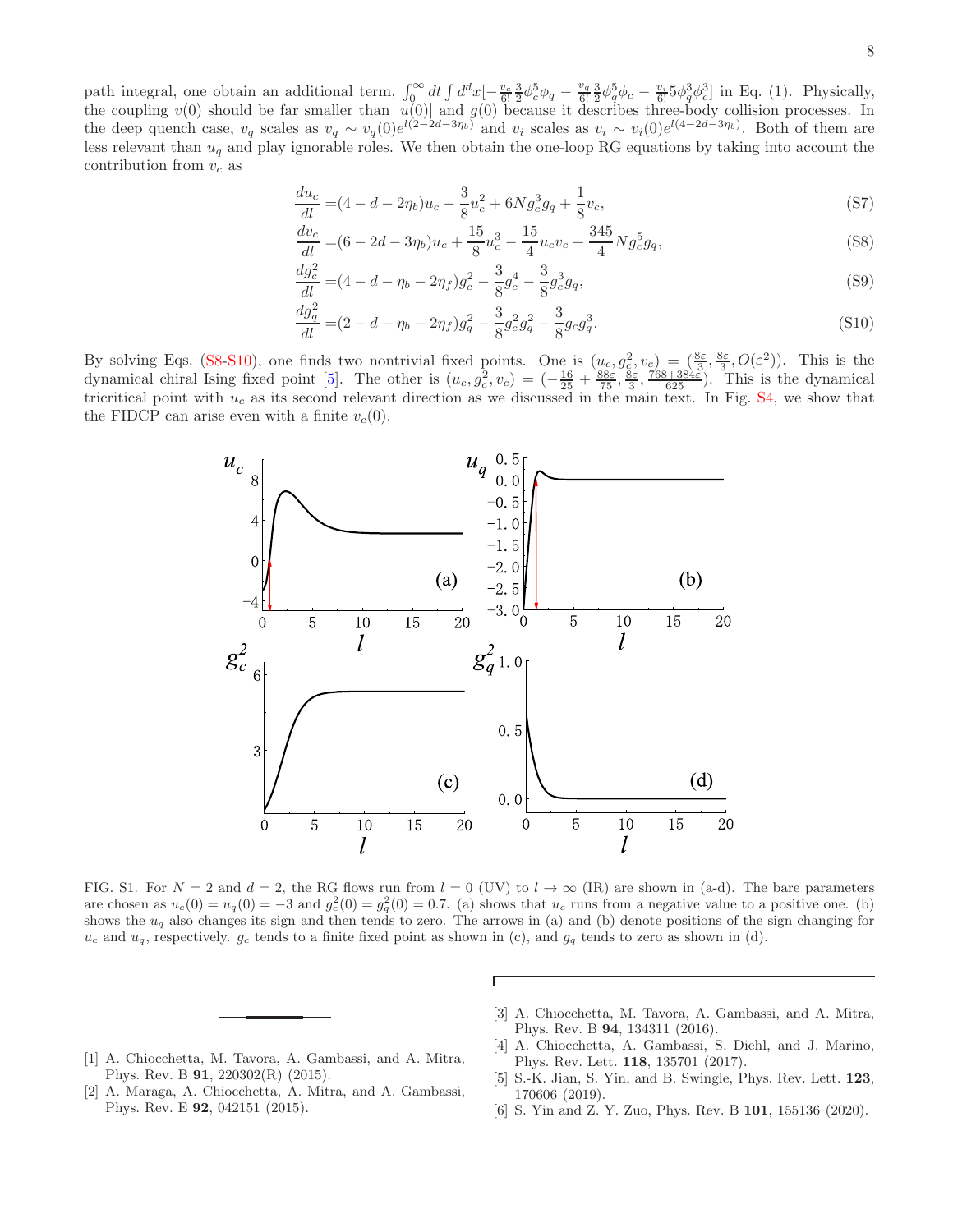path integral, one obtain an additional term, $\int_0^\infty dt \int d^dx[-\frac{v_c}{6!}\frac{3}{2}\phi_c^5\phi_q - \frac{v_q}{6!}\frac{3}{2}\phi_q^5\phi_c - \frac{v_i}{6!}5\phi_q^3\phi_c^3]$ in Eq. (1). Physically, the coupling $v(0)$ should be far smaller than $|u(0)|$ and $g(0)$ because it describes three-body collision processes. In the deep quench case, $v_q$ scales as $v_q \sim v_q(0)e^{l(2-2d-3\eta_b)}$ and $v_i$ scales as $v_i \sim v_i(0)e^{l(4-2d-3\eta_b)}$. Both of them are less relevant than $u_q$ and play ignorable roles. We then obtain the one-loop RG equations by taking into account the contribution from $v_c$ as

$$\frac{du_c}{dl} =(4-d-2\eta_b)u_c - \frac{3}{8}u_c^2 + 6Ng_c^3g_q + \frac{1}{8}v_c, \tag{S7}$$

$$\frac{dv_c}{dl} =(6-2d-3\eta_b)u_c + \frac{15}{8}u_c^3 - \frac{15}{4}u_cv_c + \frac{345}{4}Ng_c^5g_q, \tag{S8}$$

$$\frac{dg_c^2}{dl} =(4-d-\eta_b-2\eta_f)g_c^2 - \frac{3}{8}g_c^4 - \frac{3}{8}g_c^3g_q, \tag{S9}$$

$$\frac{dg_q^2}{dl} =(2-d-\eta_b-2\eta_f)g_q^2 - \frac{3}{8}g_c^2g_q^2 - \frac{3}{8}g_cg_q^3. \tag{S10}$$

By solving Eqs. (S8-S10), one finds two nontrivial fixed points. One is $(u_c, g_c^2, v_c) = (\frac{8\varepsilon}{3}, \frac{8\varepsilon}{3}, O(\varepsilon^2))$. This is the dynamical chiral Ising fixed point [5]. The other is $(u_c, g_c^2, v_c) = (-\frac{16}{25} + \frac{88\varepsilon}{75}, \frac{8\varepsilon}{3}, \frac{768+384\varepsilon}{625})$. This is the dynamical tricritical point with $u_c$ as its second relevant direction as we discussed in the main text. In Fig. S4, we show that the FIDCP can arise even with a finite $v_c(0)$.

FIG. S1. For $N = 2$ and $d = 2$, the RG flows run from $l = 0$ (UV) to $l \to \infty$ (IR) are shown in (a-d). The bare parameters are chosen as $u_c(0) = u_q(0) = -3$ and $g_c^2(0) = g_q^2(0) = 0.7$. (a) shows that $u_c$ runs from a negative value to a positive one. (b) shows the $u_q$ also changes its sign and then tends to zero. The arrows in (a) and (b) denote positions of the sign changing for $u_c$ and $u_q$, respectively. $g_c$ tends to a finite fixed point as shown in (c), and $g_q$ tends to zero as shown in (d).

[1] A. Chiocchetta, M. Tavora, A. Gambassi, and A. Mitra, Phys. Rev. B **91**, 220302(R) (2015).

[2] A. Maraga, A. Chiocchetta, A. Mitra, and A. Gambassi, Phys. Rev. E **92**, 042151 (2015).

[3] A. Chiocchetta, M. Tavora, A. Gambassi, and A. Mitra, Phys. Rev. B **94**, 134311 (2016).

[4] A. Chiocchetta, A. Gambassi, S. Diehl, and J. Marino, Phys. Rev. Lett. **118**, 135701 (2017).

[5] S.-K. Jian, S. Yin, and B. Swingle, Phys. Rev. Lett. **123**, 170606 (2019).

[6] S. Yin and Z. Y. Zuo, Phys. Rev. B **101**, 155136 (2020).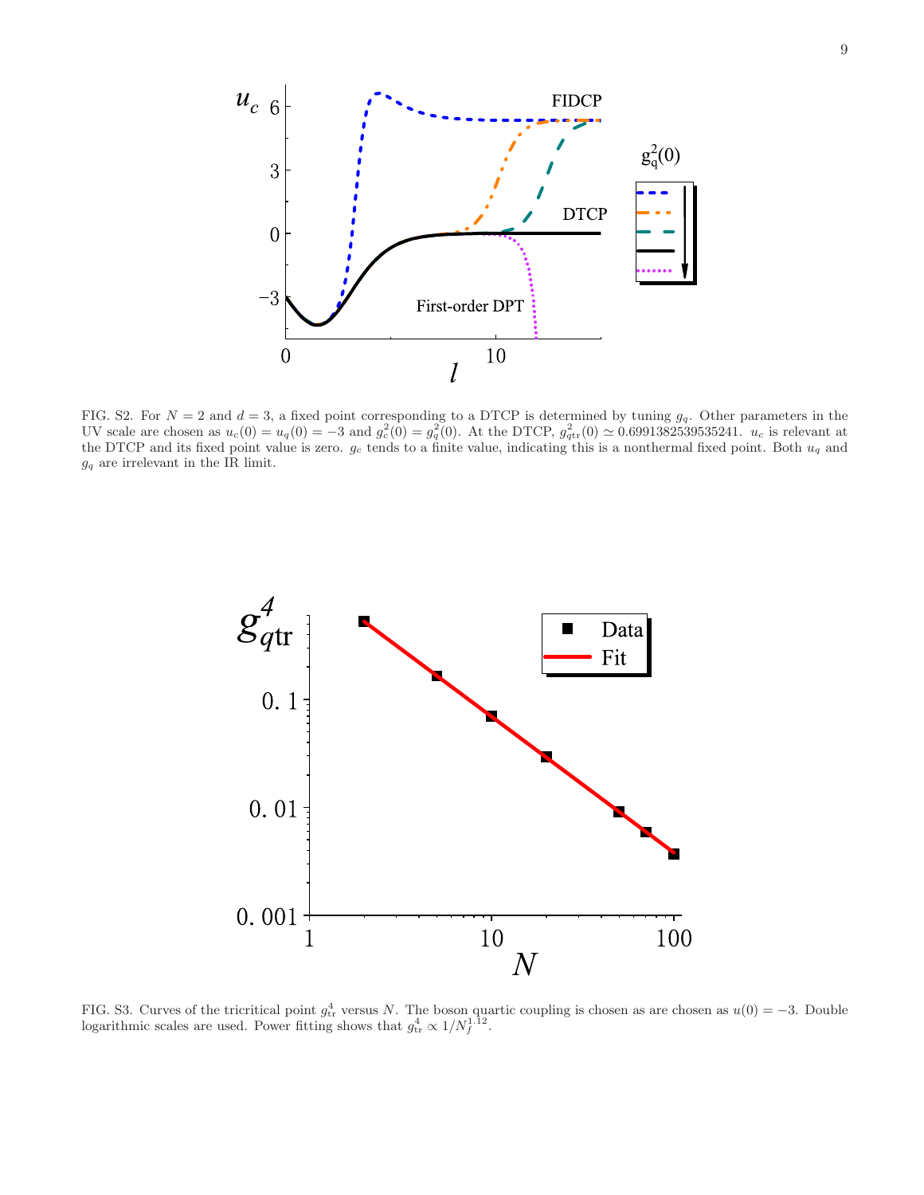FIG. S2. For $N = 2$ and $d = 3$, a fixed point corresponding to a DTCP is determined by tuning $g_q$. Other parameters in the UV scale are chosen as $u_c(0) = u_q(0) = -3$ and $g_c^2(0) = g_q^2(0)$. At the DTCP, $g_{q\text{tr}}^2(0) \simeq 0.6991382539535241$. $u_c$ is relevant at the DTCP and its fixed point value is zero. $g_c$ tends to a finite value, indicating this is a nonthermal fixed point. Both $u_q$ and $g_q$ are irrelevant in the IR limit.

FIG. S3. Curves of the tricritical point $g_{\text{tr}}^4$ versus $N$. The boson quartic coupling is chosen as are chosen as $u(0) = -3$. Double logarithmic scales are used. Power fitting shows that $g_{\text{tr}}^4 \propto 1/N_f^{1.12}$.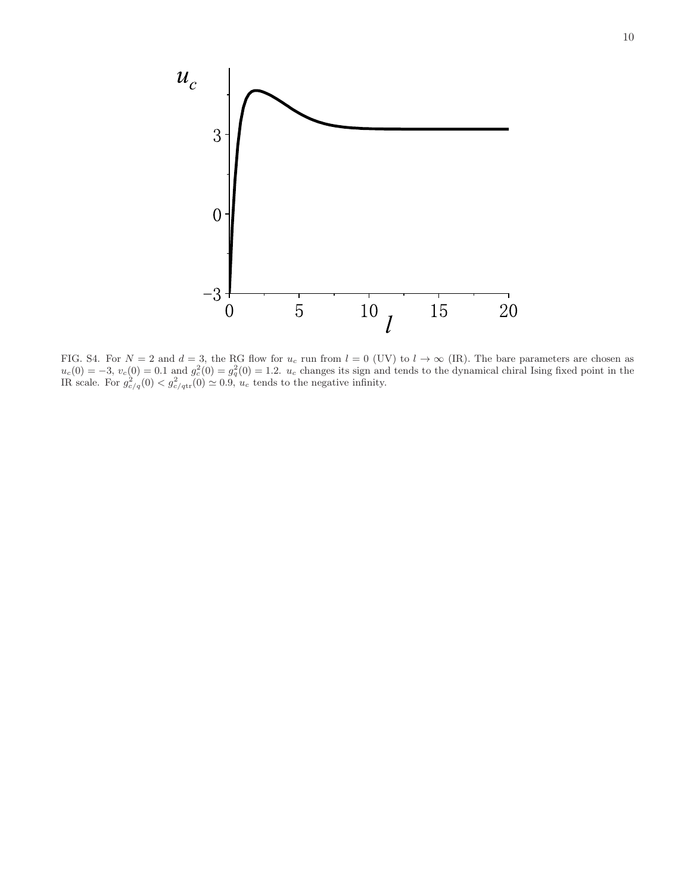$u_c$

3

0

−3

0

5

10

15

20

$l$

FIG. S4. For $N = 2$ and $d = 3$, the RG flow for $u_c$ run from $l = 0$ (UV) to $l \to \infty$ (IR). The bare parameters are chosen as $u_c(0) = -3$, $v_c(0) = 0.1$ and $g_c^2(0) = g_q^2(0) = 1.2$. $u_c$ changes its sign and tends to the dynamical chiral Ising fixed point in the IR scale. For $g_{c/q}^2(0) < g_{c/q\mathrm{tr}}^2(0) \simeq 0.9$, $u_c$ tends to the negative infinity.